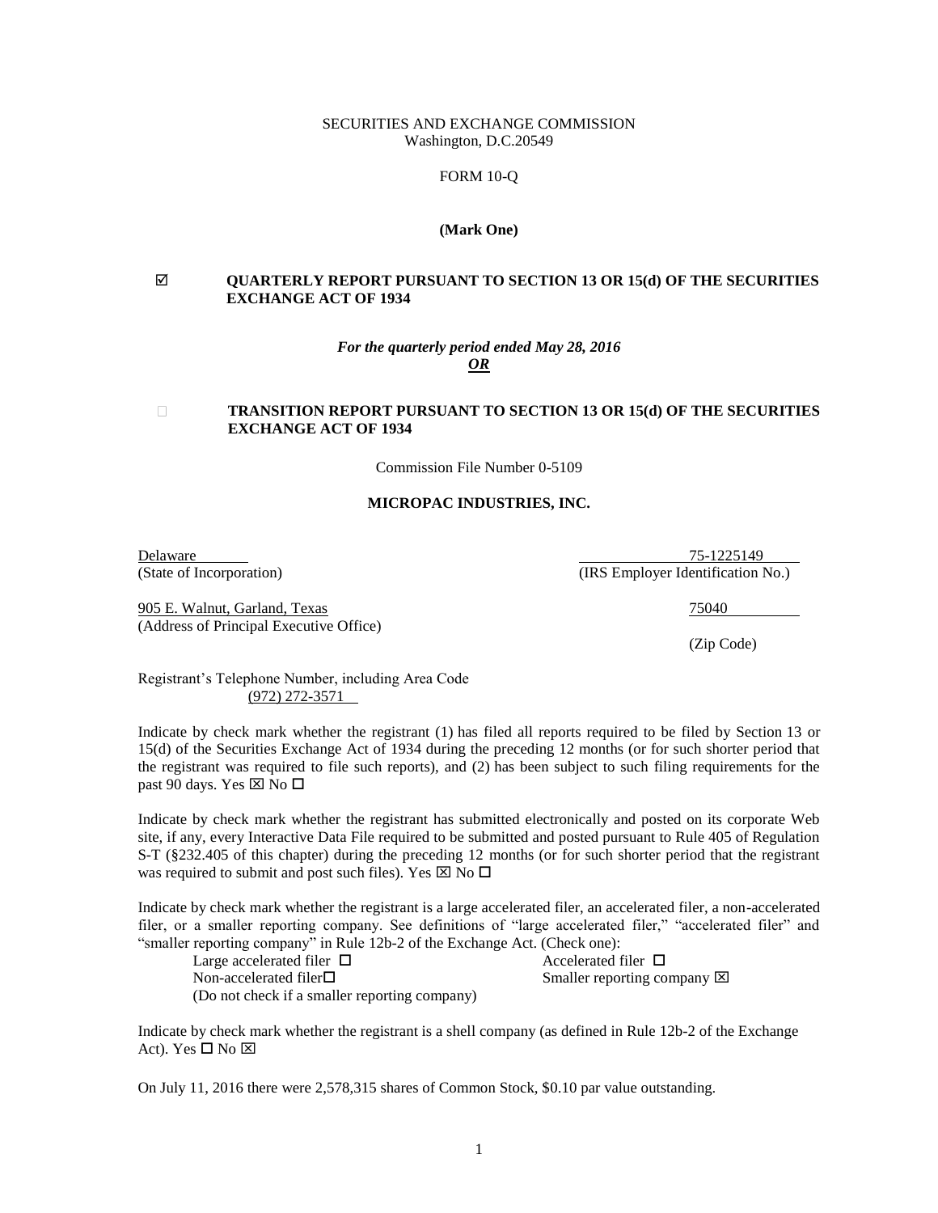SECURITIES AND EXCHANGE COMMISSION
Washington, D.C.20549

FORM 10-Q

**(Mark One)**

☑ **QUARTERLY REPORT PURSUANT TO SECTION 13 OR 15(d) OF THE SECURITIES EXCHANGE ACT OF 1934**

***For the quarterly period ended May 28, 2016***
***OR***

☐ **TRANSITION REPORT PURSUANT TO SECTION 13 OR 15(d) OF THE SECURITIES EXCHANGE ACT OF 1934**

Commission File Number 0-5109

**MICROPAC INDUSTRIES, INC.**

| Delaware | 75-1225149 |
|---|---|
| (State of Incorporation) | (IRS Employer Identification No.) |
| 905 E. Walnut, Garland, Texas | 75040 |
| (Address of Principal Executive Office) | (Zip Code) |

Registrant's Telephone Number, including Area Code
(972) 272-3571

Indicate by check mark whether the registrant (1) has filed all reports required to be filed by Section 13 or 15(d) of the Securities Exchange Act of 1934 during the preceding 12 months (or for such shorter period that the registrant was required to file such reports), and (2) has been subject to such filing requirements for the past 90 days. Yes ☒ No ☐

Indicate by check mark whether the registrant has submitted electronically and posted on its corporate Web site, if any, every Interactive Data File required to be submitted and posted pursuant to Rule 405 of Regulation S-T (§232.405 of this chapter) during the preceding 12 months (or for such shorter period that the registrant was required to submit and post such files). Yes ☒ No ☐

Indicate by check mark whether the registrant is a large accelerated filer, an accelerated filer, a non-accelerated filer, or a smaller reporting company. See definitions of "large accelerated filer," "accelerated filer" and "smaller reporting company" in Rule 12b-2 of the Exchange Act. (Check one):

Large accelerated filer ☐ Accelerated filer ☐
Non-accelerated filer☐ Smaller reporting company ☒
(Do not check if a smaller reporting company)

Indicate by check mark whether the registrant is a shell company (as defined in Rule 12b-2 of the Exchange Act). Yes ☐ No ☒

On July 11, 2016 there were 2,578,315 shares of Common Stock, $0.10 par value outstanding.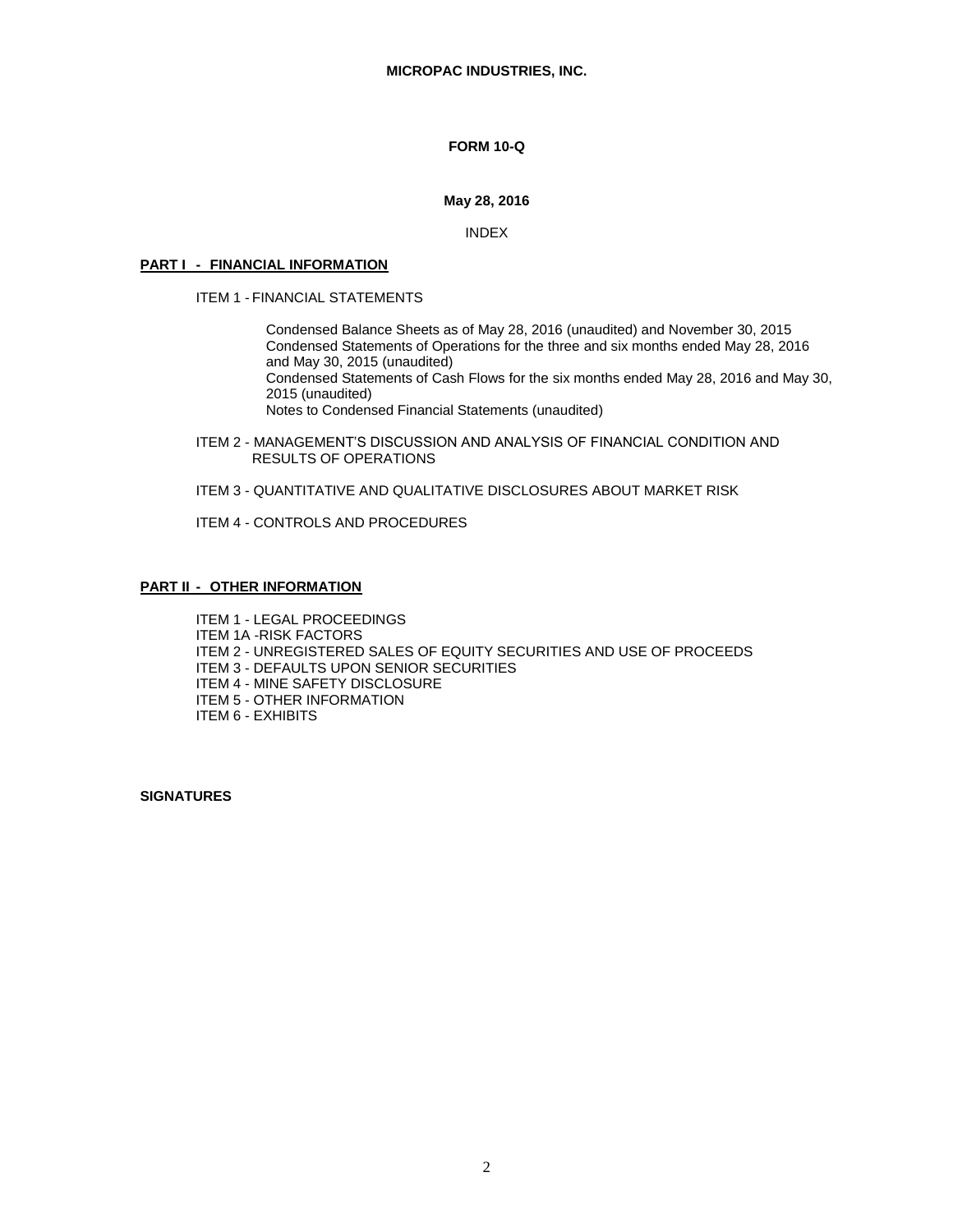**MICROPAC INDUSTRIES, INC.**

**FORM 10-Q**

**May 28, 2016**

INDEX

**PART I - FINANCIAL INFORMATION**

ITEM 1 - FINANCIAL STATEMENTS

Condensed Balance Sheets as of May 28, 2016 (unaudited) and November 30, 2015
Condensed Statements of Operations for the three and six months ended May 28, 2016 and May 30, 2015 (unaudited)
Condensed Statements of Cash Flows for the six months ended May 28, 2016 and May 30, 2015 (unaudited)
Notes to Condensed Financial Statements (unaudited)

ITEM 2 - MANAGEMENT'S DISCUSSION AND ANALYSIS OF FINANCIAL CONDITION AND RESULTS OF OPERATIONS

ITEM 3 - QUANTITATIVE AND QUALITATIVE DISCLOSURES ABOUT MARKET RISK

ITEM 4 - CONTROLS AND PROCEDURES

**PART II - OTHER INFORMATION**

ITEM 1 - LEGAL PROCEEDINGS
ITEM 1A -RISK FACTORS
ITEM 2 - UNREGISTERED SALES OF EQUITY SECURITIES AND USE OF PROCEEDS
ITEM 3 - DEFAULTS UPON SENIOR SECURITIES
ITEM 4 - MINE SAFETY DISCLOSURE
ITEM 5 - OTHER INFORMATION
ITEM 6 - EXHIBITS

**SIGNATURES**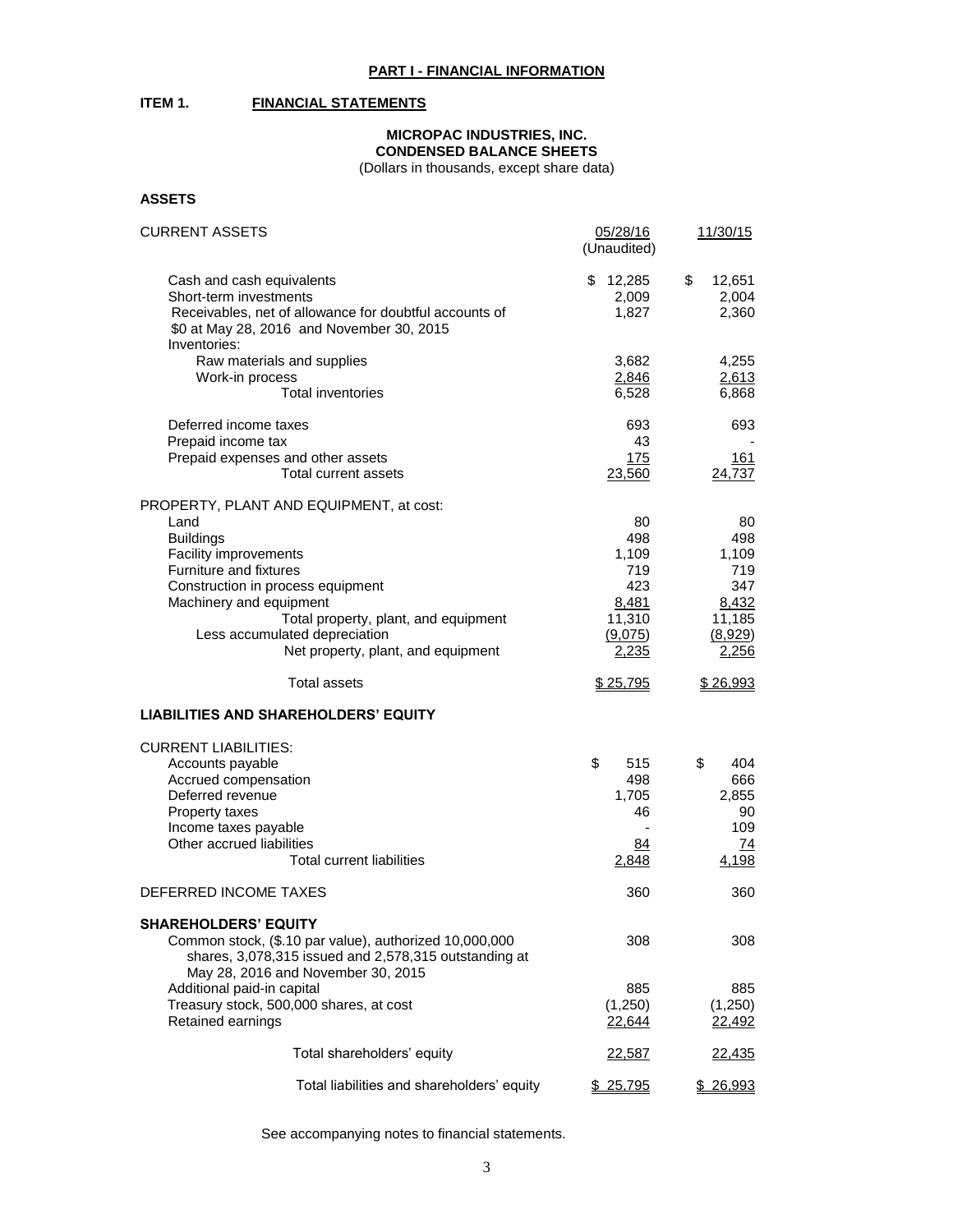## PART I - FINANCIAL INFORMATION

### ITEM 1. FINANCIAL STATEMENTS

**MICROPAC INDUSTRIES, INC.**
**CONDENSED BALANCE SHEETS**
(Dollars in thousands, except share data)

**ASSETS**

| CURRENT ASSETS | 05/28/16 (Unaudited) | 11/30/15 |
|---|---|---|
| Cash and cash equivalents | $ 12,285 | $ 12,651 |
| Short-term investments | 2,009 | 2,004 |
| Receivables, net of allowance for doubtful accounts of $0 at May 28, 2016 and November 30, 2015 | 1,827 | 2,360 |
| Inventories: | | |
| Raw materials and supplies | 3,682 | 4,255 |
| Work-in process | 2,846 | 2,613 |
| Total inventories | 6,528 | 6,868 |
| | | |
| Deferred income taxes | 693 | 693 |
| Prepaid income tax | 43 | - |
| Prepaid expenses and other assets | 175 | 161 |
| Total current assets | 23,560 | 24,737 |
| | | |
| PROPERTY, PLANT AND EQUIPMENT, at cost: | | |
| Land | 80 | 80 |
| Buildings | 498 | 498 |
| Facility improvements | 1,109 | 1,109 |
| Furniture and fixtures | 719 | 719 |
| Construction in process equipment | 423 | 347 |
| Machinery and equipment | 8,481 | 8,432 |
| Total property, plant, and equipment | 11,310 | 11,185 |
| Less accumulated depreciation | (9,075) | (8,929) |
| Net property, plant, and equipment | 2,235 | 2,256 |
| | | |
| Total assets | $ 25,795 | $ 26,993 |

**LIABILITIES AND SHAREHOLDERS' EQUITY**

| | 05/28/16 | 11/30/15 |
|---|---|---|
| CURRENT LIABILITIES: | | |
| Accounts payable | $ 515 | $ 404 |
| Accrued compensation | 498 | 666 |
| Deferred revenue | 1,705 | 2,855 |
| Property taxes | 46 | 90 |
| Income taxes payable | - | 109 |
| Other accrued liabilities | 84 | 74 |
| Total current liabilities | 2,848 | 4,198 |
| | | |
| DEFERRED INCOME TAXES | 360 | 360 |
| | | |
| **SHAREHOLDERS' EQUITY** | | |
| Common stock, ($.10 par value), authorized 10,000,000 shares, 3,078,315 issued and 2,578,315 outstanding at May 28, 2016 and November 30, 2015 | 308 | 308 |
| Additional paid-in capital | 885 | 885 |
| Treasury stock, 500,000 shares, at cost | (1,250) | (1,250) |
| Retained earnings | 22,644 | 22,492 |
| | | |
| Total shareholders' equity | 22,587 | 22,435 |
| | | |
| Total liabilities and shareholders' equity | $ 25,795 | $ 26,993 |

See accompanying notes to financial statements.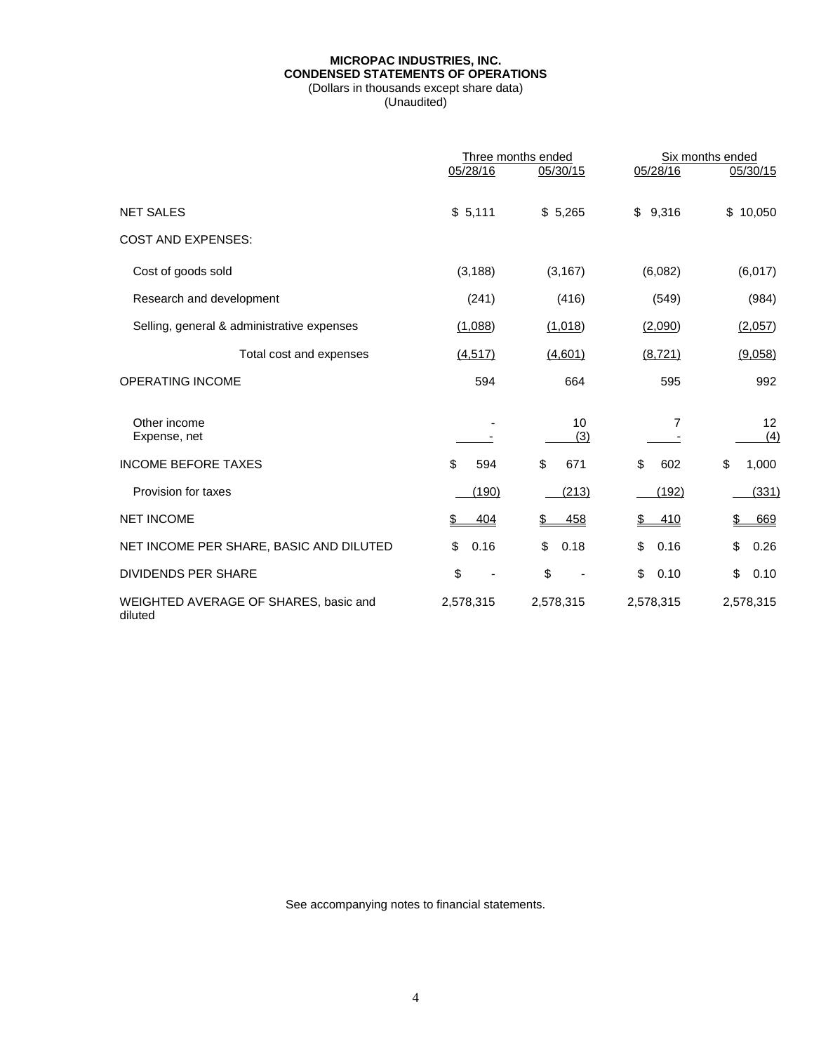**MICROPAC INDUSTRIES, INC.**
**CONDENSED STATEMENTS OF OPERATIONS**
(Dollars in thousands except share data)
(Unaudited)

| | Three months ended | | Six months ended | |
|---|---|---|---|---|
| | 05/28/16 | 05/30/15 | 05/28/16 | 05/30/15 |
| NET SALES | $ 5,111 | $ 5,265 | $ 9,316 | $ 10,050 |
| COST AND EXPENSES: | | | | |
| Cost of goods sold | (3,188) | (3,167) | (6,082) | (6,017) |
| Research and development | (241) | (416) | (549) | (984) |
| Selling, general & administrative expenses | (1,088) | (1,018) | (2,090) | (2,057) |
| Total cost and expenses | (4,517) | (4,601) | (8,721) | (9,058) |
| OPERATING INCOME | 594 | 664 | 595 | 992 |
| Other income | - | 10 | 7 | 12 |
| Expense, net | - | (3) | - | (4) |
| INCOME BEFORE TAXES | $ 594 | $ 671 | $ 602 | $ 1,000 |
| Provision for taxes | (190) | (213) | (192) | (331) |
| NET INCOME | $ 404 | $ 458 | $ 410 | $ 669 |
| NET INCOME PER SHARE, BASIC AND DILUTED | $ 0.16 | $ 0.18 | $ 0.16 | $ 0.26 |
| DIVIDENDS PER SHARE | $ - | $ - | $ 0.10 | $ 0.10 |
| WEIGHTED AVERAGE OF SHARES, basic and diluted | 2,578,315 | 2,578,315 | 2,578,315 | 2,578,315 |

See accompanying notes to financial statements.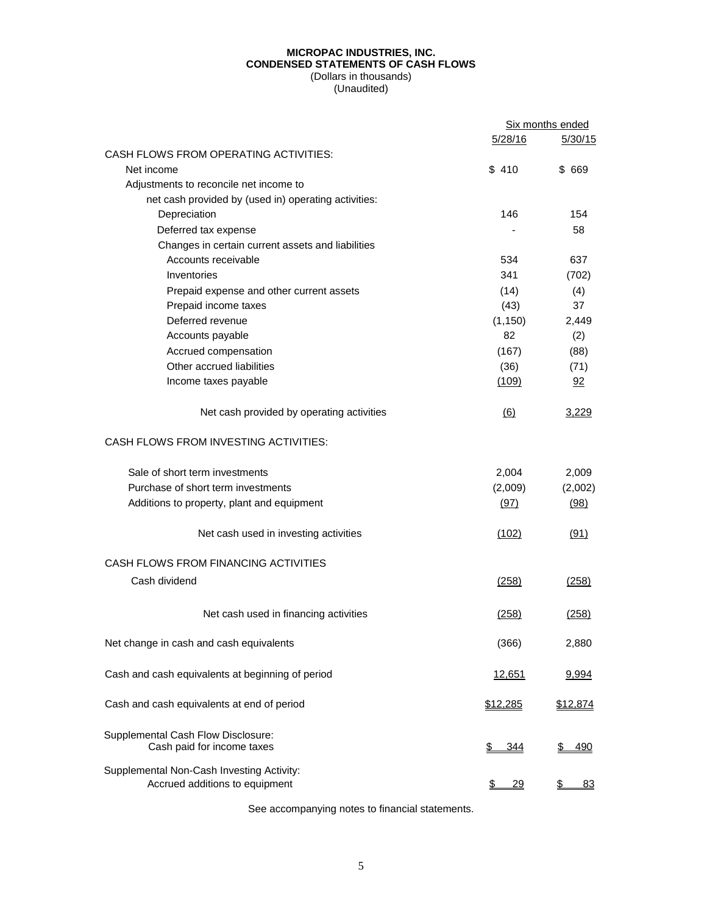**MICROPAC INDUSTRIES, INC.**
**CONDENSED STATEMENTS OF CASH FLOWS**
(Dollars in thousands)
(Unaudited)

| | Six months ended | |
|---|---|---|
| | 5/28/16 | 5/30/15 |
| CASH FLOWS FROM OPERATING ACTIVITIES: | | |
| Net income | $ 410 | $ 669 |
| Adjustments to reconcile net income to | | |
| net cash provided by (used in) operating activities: | | |
| Depreciation | 146 | 154 |
| Deferred tax expense | - | 58 |
| Changes in certain current assets and liabilities | | |
| Accounts receivable | 534 | 637 |
| Inventories | 341 | (702) |
| Prepaid expense and other current assets | (14) | (4) |
| Prepaid income taxes | (43) | 37 |
| Deferred revenue | (1,150) | 2,449 |
| Accounts payable | 82 | (2) |
| Accrued compensation | (167) | (88) |
| Other accrued liabilities | (36) | (71) |
| Income taxes payable | (109) | 92 |
| Net cash provided by operating activities | (6) | 3,229 |
| CASH FLOWS FROM INVESTING ACTIVITIES: | | |
| Sale of short term investments | 2,004 | 2,009 |
| Purchase of short term investments | (2,009) | (2,002) |
| Additions to property, plant and equipment | (97) | (98) |
| Net cash used in investing activities | (102) | (91) |
| CASH FLOWS FROM FINANCING ACTIVITIES | | |
| Cash dividend | (258) | (258) |
| Net cash used in financing activities | (258) | (258) |
| Net change in cash and cash equivalents | (366) | 2,880 |
| Cash and cash equivalents at beginning of period | 12,651 | 9,994 |
| Cash and cash equivalents at end of period | $12,285 | $12,874 |
| Supplemental Cash Flow Disclosure: | | |
| Cash paid for income taxes | $ 344 | $ 490 |
| Supplemental Non-Cash Investing Activity: | | |
| Accrued additions to equipment | $ 29 | $ 83 |

See accompanying notes to financial statements.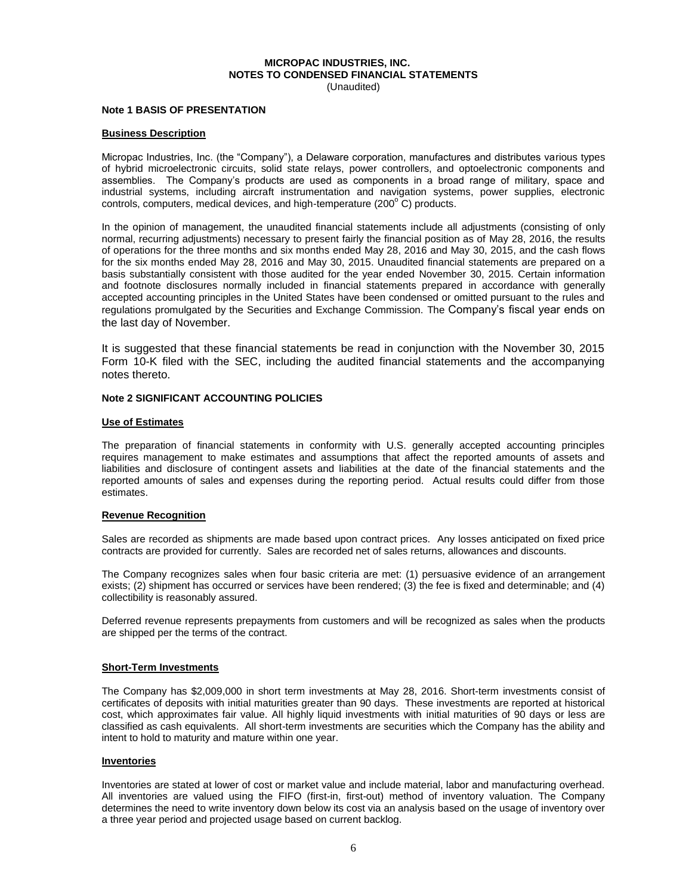# MICROPAC INDUSTRIES, INC.
## NOTES TO CONDENSED FINANCIAL STATEMENTS
(Unaudited)

### Note 1 BASIS OF PRESENTATION

**Business Description**

Micropac Industries, Inc. (the "Company"), a Delaware corporation, manufactures and distributes various types of hybrid microelectronic circuits, solid state relays, power controllers, and optoelectronic components and assemblies. The Company's products are used as components in a broad range of military, space and industrial systems, including aircraft instrumentation and navigation systems, power supplies, electronic controls, computers, medical devices, and high-temperature (200$^{o}$ C) products.

In the opinion of management, the unaudited financial statements include all adjustments (consisting of only normal, recurring adjustments) necessary to present fairly the financial position as of May 28, 2016, the results of operations for the three months and six months ended May 28, 2016 and May 30, 2015, and the cash flows for the six months ended May 28, 2016 and May 30, 2015. Unaudited financial statements are prepared on a basis substantially consistent with those audited for the year ended November 30, 2015. Certain information and footnote disclosures normally included in financial statements prepared in accordance with generally accepted accounting principles in the United States have been condensed or omitted pursuant to the rules and regulations promulgated by the Securities and Exchange Commission. The Company's fiscal year ends on the last day of November.

It is suggested that these financial statements be read in conjunction with the November 30, 2015 Form 10-K filed with the SEC, including the audited financial statements and the accompanying notes thereto.

### Note 2 SIGNIFICANT ACCOUNTING POLICIES

**Use of Estimates**

The preparation of financial statements in conformity with U.S. generally accepted accounting principles requires management to make estimates and assumptions that affect the reported amounts of assets and liabilities and disclosure of contingent assets and liabilities at the date of the financial statements and the reported amounts of sales and expenses during the reporting period. Actual results could differ from those estimates.

**Revenue Recognition**

Sales are recorded as shipments are made based upon contract prices. Any losses anticipated on fixed price contracts are provided for currently. Sales are recorded net of sales returns, allowances and discounts.

The Company recognizes sales when four basic criteria are met: (1) persuasive evidence of an arrangement exists; (2) shipment has occurred or services have been rendered; (3) the fee is fixed and determinable; and (4) collectibility is reasonably assured.

Deferred revenue represents prepayments from customers and will be recognized as sales when the products are shipped per the terms of the contract.

**Short-Term Investments**

The Company has $2,009,000 in short term investments at May 28, 2016. Short-term investments consist of certificates of deposits with initial maturities greater than 90 days. These investments are reported at historical cost, which approximates fair value. All highly liquid investments with initial maturities of 90 days or less are classified as cash equivalents. All short-term investments are securities which the Company has the ability and intent to hold to maturity and mature within one year.

**Inventories**

Inventories are stated at lower of cost or market value and include material, labor and manufacturing overhead. All inventories are valued using the FIFO (first-in, first-out) method of inventory valuation. The Company determines the need to write inventory down below its cost via an analysis based on the usage of inventory over a three year period and projected usage based on current backlog.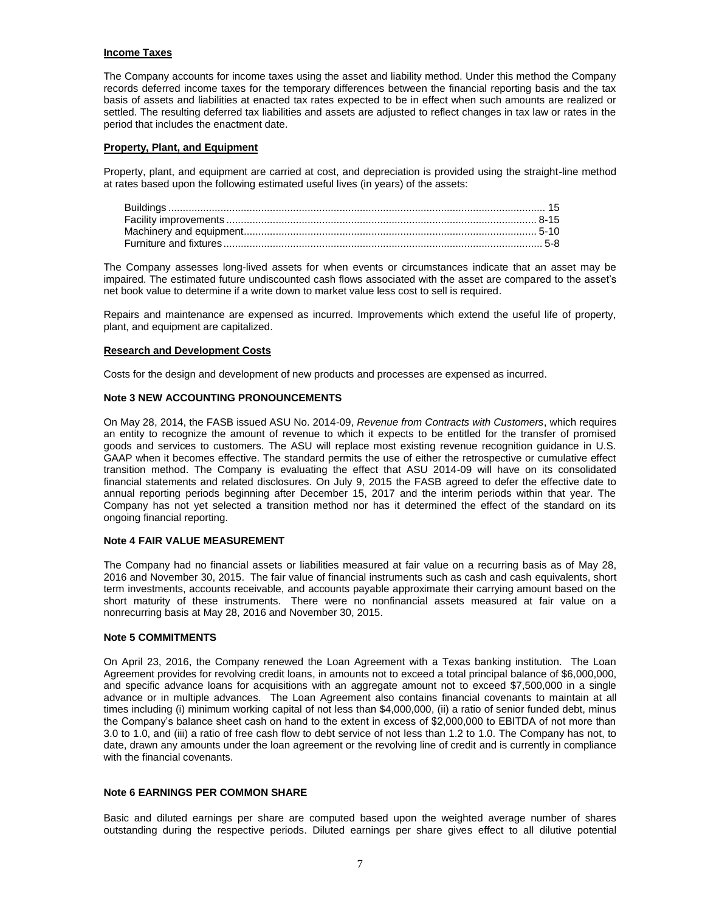**Income Taxes**

The Company accounts for income taxes using the asset and liability method. Under this method the Company records deferred income taxes for the temporary differences between the financial reporting basis and the tax basis of assets and liabilities at enacted tax rates expected to be in effect when such amounts are realized or settled. The resulting deferred tax liabilities and assets are adjusted to reflect changes in tax law or rates in the period that includes the enactment date.

**Property, Plant, and Equipment**

Property, plant, and equipment are carried at cost, and depreciation is provided using the straight-line method at rates based upon the following estimated useful lives (in years) of the assets:

| | |
|---|---|
| Buildings | 15 |
| Facility improvements | 8-15 |
| Machinery and equipment | 5-10 |
| Furniture and fixtures | 5-8 |

The Company assesses long-lived assets for when events or circumstances indicate that an asset may be impaired. The estimated future undiscounted cash flows associated with the asset are compared to the asset's net book value to determine if a write down to market value less cost to sell is required.

Repairs and maintenance are expensed as incurred. Improvements which extend the useful life of property, plant, and equipment are capitalized.

**Research and Development Costs**

Costs for the design and development of new products and processes are expensed as incurred.

**Note 3 NEW ACCOUNTING PRONOUNCEMENTS**

On May 28, 2014, the FASB issued ASU No. 2014-09, *Revenue from Contracts with Customers*, which requires an entity to recognize the amount of revenue to which it expects to be entitled for the transfer of promised goods and services to customers. The ASU will replace most existing revenue recognition guidance in U.S. GAAP when it becomes effective. The standard permits the use of either the retrospective or cumulative effect transition method. The Company is evaluating the effect that ASU 2014-09 will have on its consolidated financial statements and related disclosures. On July 9, 2015 the FASB agreed to defer the effective date to annual reporting periods beginning after December 15, 2017 and the interim periods within that year. The Company has not yet selected a transition method nor has it determined the effect of the standard on its ongoing financial reporting.

**Note 4 FAIR VALUE MEASUREMENT**

The Company had no financial assets or liabilities measured at fair value on a recurring basis as of May 28, 2016 and November 30, 2015. The fair value of financial instruments such as cash and cash equivalents, short term investments, accounts receivable, and accounts payable approximate their carrying amount based on the short maturity of these instruments. There were no nonfinancial assets measured at fair value on a nonrecurring basis at May 28, 2016 and November 30, 2015.

**Note 5 COMMITMENTS**

On April 23, 2016, the Company renewed the Loan Agreement with a Texas banking institution. The Loan Agreement provides for revolving credit loans, in amounts not to exceed a total principal balance of $6,000,000, and specific advance loans for acquisitions with an aggregate amount not to exceed $7,500,000 in a single advance or in multiple advances. The Loan Agreement also contains financial covenants to maintain at all times including (i) minimum working capital of not less than $4,000,000, (ii) a ratio of senior funded debt, minus the Company's balance sheet cash on hand to the extent in excess of $2,000,000 to EBITDA of not more than 3.0 to 1.0, and (iii) a ratio of free cash flow to debt service of not less than 1.2 to 1.0. The Company has not, to date, drawn any amounts under the loan agreement or the revolving line of credit and is currently in compliance with the financial covenants.

**Note 6 EARNINGS PER COMMON SHARE**

Basic and diluted earnings per share are computed based upon the weighted average number of shares outstanding during the respective periods. Diluted earnings per share gives effect to all dilutive potential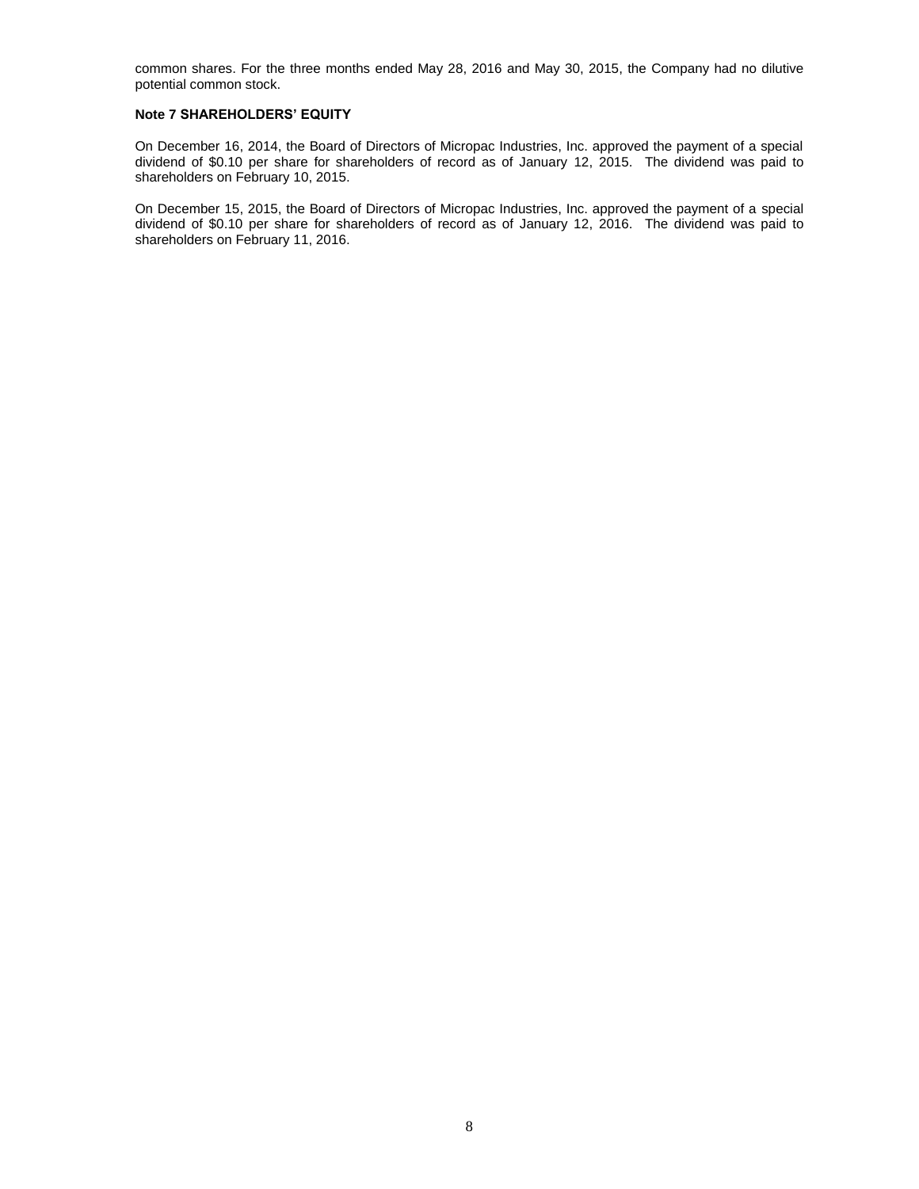common shares. For the three months ended May 28, 2016 and May 30, 2015, the Company had no dilutive potential common stock.

**Note 7 SHAREHOLDERS' EQUITY**

On December 16, 2014, the Board of Directors of Micropac Industries, Inc. approved the payment of a special dividend of $0.10 per share for shareholders of record as of January 12, 2015. The dividend was paid to shareholders on February 10, 2015.

On December 15, 2015, the Board of Directors of Micropac Industries, Inc. approved the payment of a special dividend of $0.10 per share for shareholders of record as of January 12, 2016. The dividend was paid to shareholders on February 11, 2016.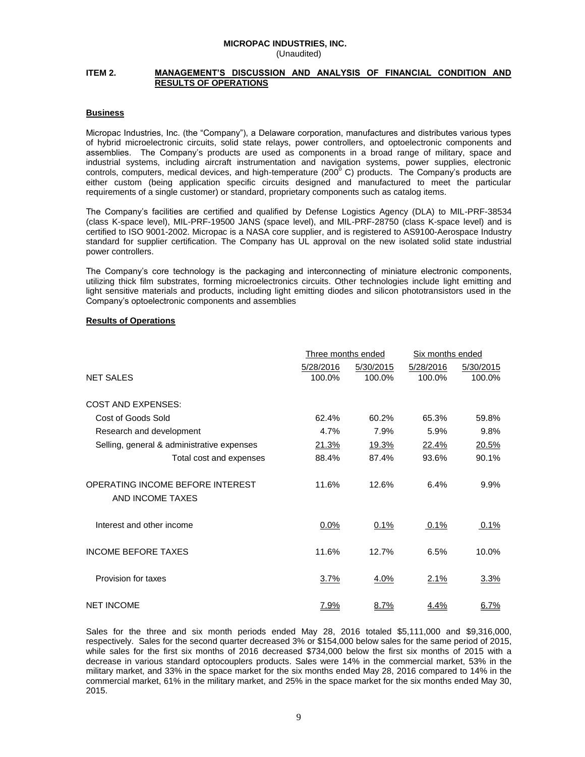**MICROPAC INDUSTRIES, INC.**
(Unaudited)

## ITEM 2. MANAGEMENT'S DISCUSSION AND ANALYSIS OF FINANCIAL CONDITION AND RESULTS OF OPERATIONS

### Business

Micropac Industries, Inc. (the "Company"), a Delaware corporation, manufactures and distributes various types of hybrid microelectronic circuits, solid state relays, power controllers, and optoelectronic components and assemblies. The Company's products are used as components in a broad range of military, space and industrial systems, including aircraft instrumentation and navigation systems, power supplies, electronic controls, computers, medical devices, and high-temperature (200° C) products. The Company's products are either custom (being application specific circuits designed and manufactured to meet the particular requirements of a single customer) or standard, proprietary components such as catalog items.

The Company's facilities are certified and qualified by Defense Logistics Agency (DLA) to MIL-PRF-38534 (class K-space level), MIL-PRF-19500 JANS (space level), and MIL-PRF-28750 (class K-space level) and is certified to ISO 9001-2002. Micropac is a NASA core supplier, and is registered to AS9100-Aerospace Industry standard for supplier certification. The Company has UL approval on the new isolated solid state industrial power controllers.

The Company's core technology is the packaging and interconnecting of miniature electronic components, utilizing thick film substrates, forming microelectronics circuits. Other technologies include light emitting and light sensitive materials and products, including light emitting diodes and silicon phototransistors used in the Company's optoelectronic components and assemblies

### Results of Operations

| | Three months ended | | Six months ended | |
|---|---|---|---|---|
| | 5/28/2016 | 5/30/2015 | 5/28/2016 | 5/30/2015 |
| NET SALES | 100.0% | 100.0% | 100.0% | 100.0% |
| COST AND EXPENSES: | | | | |
| Cost of Goods Sold | 62.4% | 60.2% | 65.3% | 59.8% |
| Research and development | 4.7% | 7.9% | 5.9% | 9.8% |
| Selling, general & administrative expenses | 21.3% | 19.3% | 22.4% | 20.5% |
| Total cost and expenses | 88.4% | 87.4% | 93.6% | 90.1% |
| OPERATING INCOME BEFORE INTEREST AND INCOME TAXES | 11.6% | 12.6% | 6.4% | 9.9% |
| Interest and other income | 0.0% | 0.1% | 0.1% | 0.1% |
| INCOME BEFORE TAXES | 11.6% | 12.7% | 6.5% | 10.0% |
| Provision for taxes | 3.7% | 4.0% | 2.1% | 3.3% |
| NET INCOME | 7.9% | 8.7% | 4.4% | 6.7% |

Sales for the three and six month periods ended May 28, 2016 totaled $5,111,000 and $9,316,000, respectively. Sales for the second quarter decreased 3% or $154,000 below sales for the same period of 2015, while sales for the first six months of 2016 decreased $734,000 below the first six months of 2015 with a decrease in various standard optocouplers products. Sales were 14% in the commercial market, 53% in the military market, and 33% in the space market for the six months ended May 28, 2016 compared to 14% in the commercial market, 61% in the military market, and 25% in the space market for the six months ended May 30, 2015.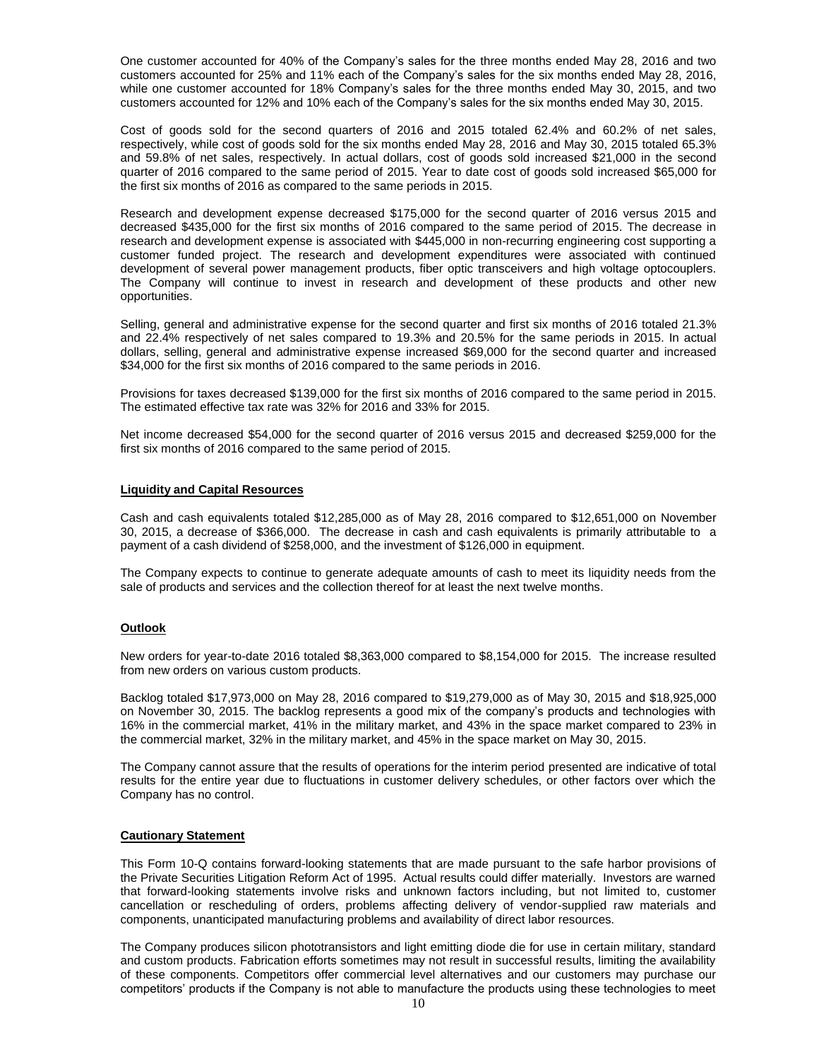One customer accounted for 40% of the Company's sales for the three months ended May 28, 2016 and two customers accounted for 25% and 11% each of the Company's sales for the six months ended May 28, 2016, while one customer accounted for 18% Company's sales for the three months ended May 30, 2015, and two customers accounted for 12% and 10% each of the Company's sales for the six months ended May 30, 2015.

Cost of goods sold for the second quarters of 2016 and 2015 totaled 62.4% and 60.2% of net sales, respectively, while cost of goods sold for the six months ended May 28, 2016 and May 30, 2015 totaled 65.3% and 59.8% of net sales, respectively. In actual dollars, cost of goods sold increased $21,000 in the second quarter of 2016 compared to the same period of 2015. Year to date cost of goods sold increased $65,000 for the first six months of 2016 as compared to the same periods in 2015.

Research and development expense decreased $175,000 for the second quarter of 2016 versus 2015 and decreased $435,000 for the first six months of 2016 compared to the same period of 2015. The decrease in research and development expense is associated with $445,000 in non-recurring engineering cost supporting a customer funded project. The research and development expenditures were associated with continued development of several power management products, fiber optic transceivers and high voltage optocouplers. The Company will continue to invest in research and development of these products and other new opportunities.

Selling, general and administrative expense for the second quarter and first six months of 2016 totaled 21.3% and 22.4% respectively of net sales compared to 19.3% and 20.5% for the same periods in 2015. In actual dollars, selling, general and administrative expense increased $69,000 for the second quarter and increased $34,000 for the first six months of 2016 compared to the same periods in 2016.

Provisions for taxes decreased $139,000 for the first six months of 2016 compared to the same period in 2015. The estimated effective tax rate was 32% for 2016 and 33% for 2015.

Net income decreased $54,000 for the second quarter of 2016 versus 2015 and decreased $259,000 for the first six months of 2016 compared to the same period of 2015.

**Liquidity and Capital Resources**

Cash and cash equivalents totaled $12,285,000 as of May 28, 2016 compared to $12,651,000 on November 30, 2015, a decrease of $366,000. The decrease in cash and cash equivalents is primarily attributable to a payment of a cash dividend of $258,000, and the investment of $126,000 in equipment.

The Company expects to continue to generate adequate amounts of cash to meet its liquidity needs from the sale of products and services and the collection thereof for at least the next twelve months.

**Outlook**

New orders for year-to-date 2016 totaled $8,363,000 compared to $8,154,000 for 2015. The increase resulted from new orders on various custom products.

Backlog totaled $17,973,000 on May 28, 2016 compared to $19,279,000 as of May 30, 2015 and $18,925,000 on November 30, 2015. The backlog represents a good mix of the company's products and technologies with 16% in the commercial market, 41% in the military market, and 43% in the space market compared to 23% in the commercial market, 32% in the military market, and 45% in the space market on May 30, 2015.

The Company cannot assure that the results of operations for the interim period presented are indicative of total results for the entire year due to fluctuations in customer delivery schedules, or other factors over which the Company has no control.

**Cautionary Statement**

This Form 10-Q contains forward-looking statements that are made pursuant to the safe harbor provisions of the Private Securities Litigation Reform Act of 1995. Actual results could differ materially. Investors are warned that forward-looking statements involve risks and unknown factors including, but not limited to, customer cancellation or rescheduling of orders, problems affecting delivery of vendor-supplied raw materials and components, unanticipated manufacturing problems and availability of direct labor resources.

The Company produces silicon phototransistors and light emitting diode die for use in certain military, standard and custom products. Fabrication efforts sometimes may not result in successful results, limiting the availability of these components. Competitors offer commercial level alternatives and our customers may purchase our competitors' products if the Company is not able to manufacture the products using these technologies to meet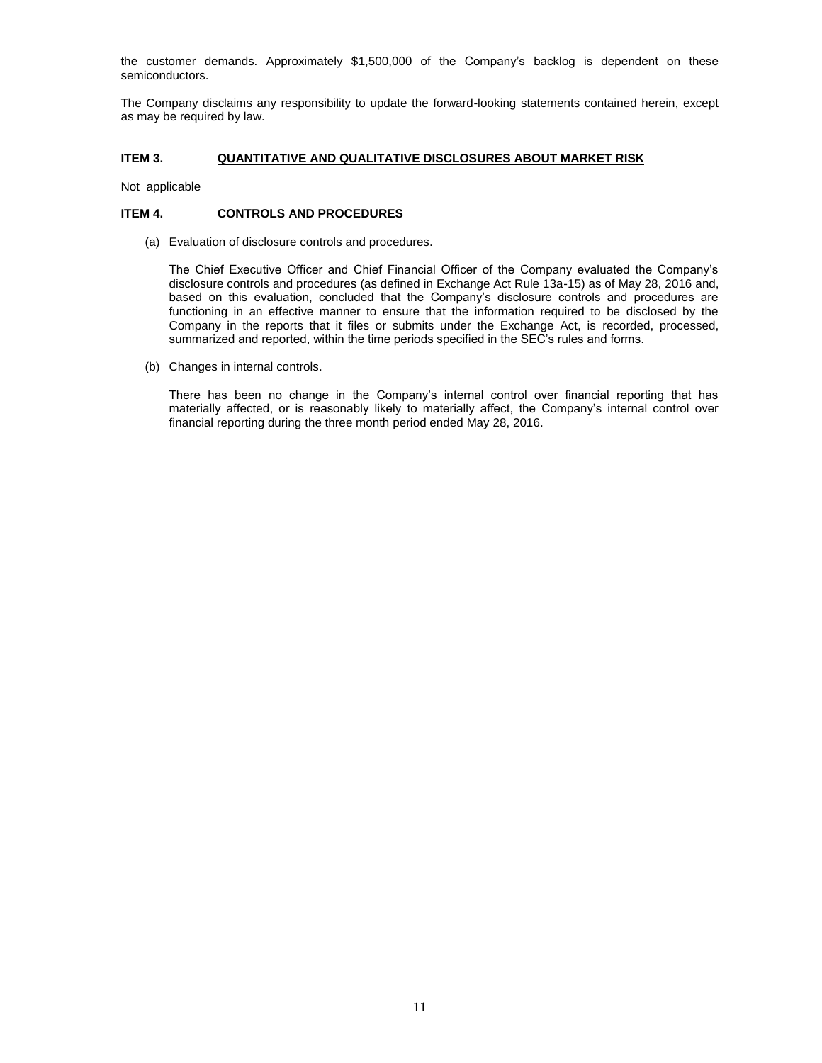the customer demands. Approximately $1,500,000 of the Company's backlog is dependent on these semiconductors.

The Company disclaims any responsibility to update the forward-looking statements contained herein, except as may be required by law.

### ITEM 3. QUANTITATIVE AND QUALITATIVE DISCLOSURES ABOUT MARKET RISK

Not applicable

### ITEM 4. CONTROLS AND PROCEDURES

(a) Evaluation of disclosure controls and procedures.

The Chief Executive Officer and Chief Financial Officer of the Company evaluated the Company's disclosure controls and procedures (as defined in Exchange Act Rule 13a-15) as of May 28, 2016 and, based on this evaluation, concluded that the Company's disclosure controls and procedures are functioning in an effective manner to ensure that the information required to be disclosed by the Company in the reports that it files or submits under the Exchange Act, is recorded, processed, summarized and reported, within the time periods specified in the SEC's rules and forms.

(b) Changes in internal controls.

There has been no change in the Company's internal control over financial reporting that has materially affected, or is reasonably likely to materially affect, the Company's internal control over financial reporting during the three month period ended May 28, 2016.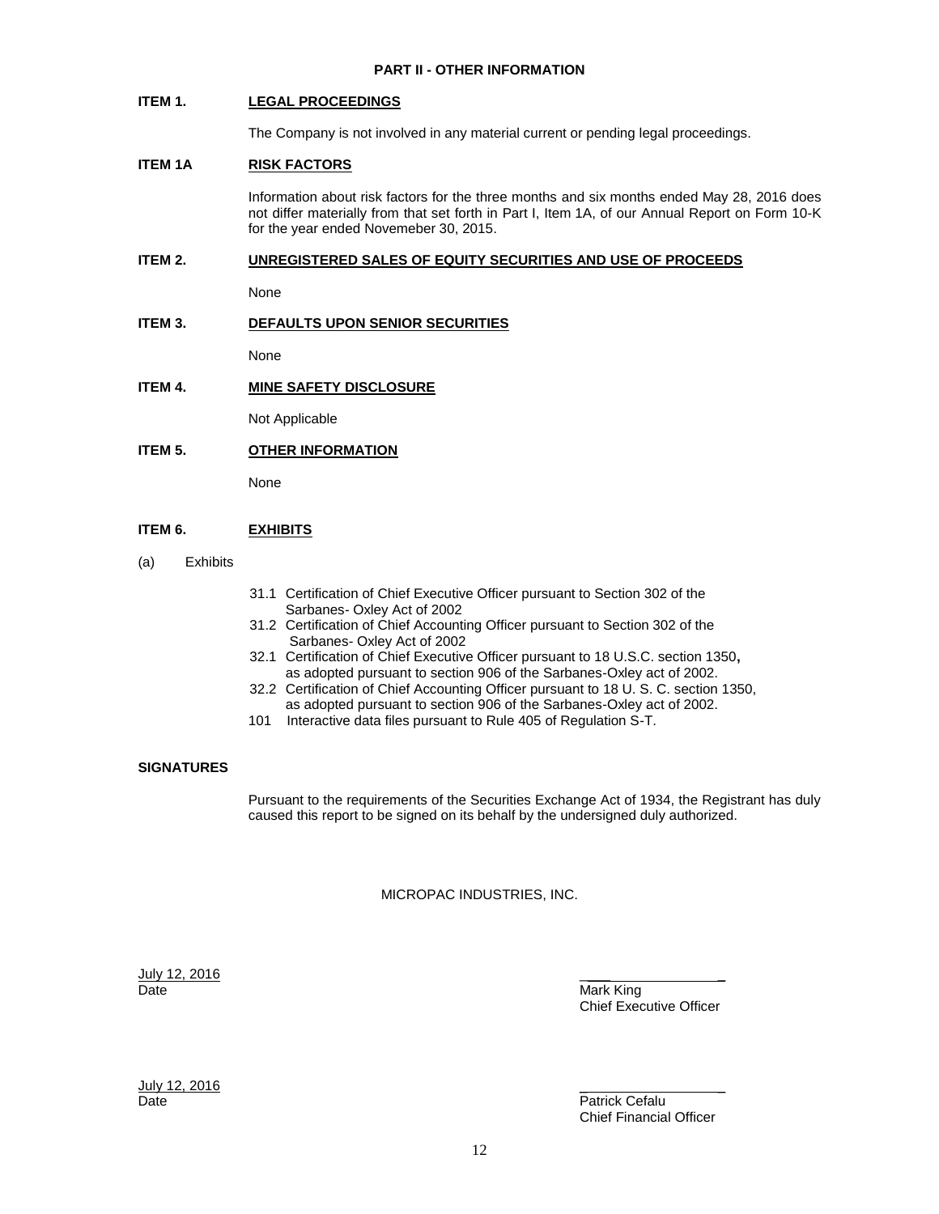## PART II - OTHER INFORMATION

### ITEM 1. LEGAL PROCEEDINGS

The Company is not involved in any material current or pending legal proceedings.

### ITEM 1A RISK FACTORS

Information about risk factors for the three months and six months ended May 28, 2016 does not differ materially from that set forth in Part I, Item 1A, of our Annual Report on Form 10-K for the year ended Novemeber 30, 2015.

### ITEM 2. UNREGISTERED SALES OF EQUITY SECURITIES AND USE OF PROCEEDS

None

### ITEM 3. DEFAULTS UPON SENIOR SECURITIES

None

### ITEM 4. MINE SAFETY DISCLOSURE

Not Applicable

### ITEM 5. OTHER INFORMATION

None

### ITEM 6. EXHIBITS

(a) Exhibits

- 31.1 Certification of Chief Executive Officer pursuant to Section 302 of the Sarbanes- Oxley Act of 2002
- 31.2 Certification of Chief Accounting Officer pursuant to Section 302 of the Sarbanes- Oxley Act of 2002
- 32.1 Certification of Chief Executive Officer pursuant to 18 U.S.C. section 1350**,** as adopted pursuant to section 906 of the Sarbanes-Oxley act of 2002.
- 32.2 Certification of Chief Accounting Officer pursuant to 18 U. S. C. section 1350, as adopted pursuant to section 906 of the Sarbanes-Oxley act of 2002.
- 101 Interactive data files pursuant to Rule 405 of Regulation S-T.

### SIGNATURES

Pursuant to the requirements of the Securities Exchange Act of 1934, the Registrant has duly caused this report to be signed on its behalf by the undersigned duly authorized.

MICROPAC INDUSTRIES, INC.

July 12, 2016
Date

Mark King
Chief Executive Officer

July 12, 2016
Date

Patrick Cefalu
Chief Financial Officer